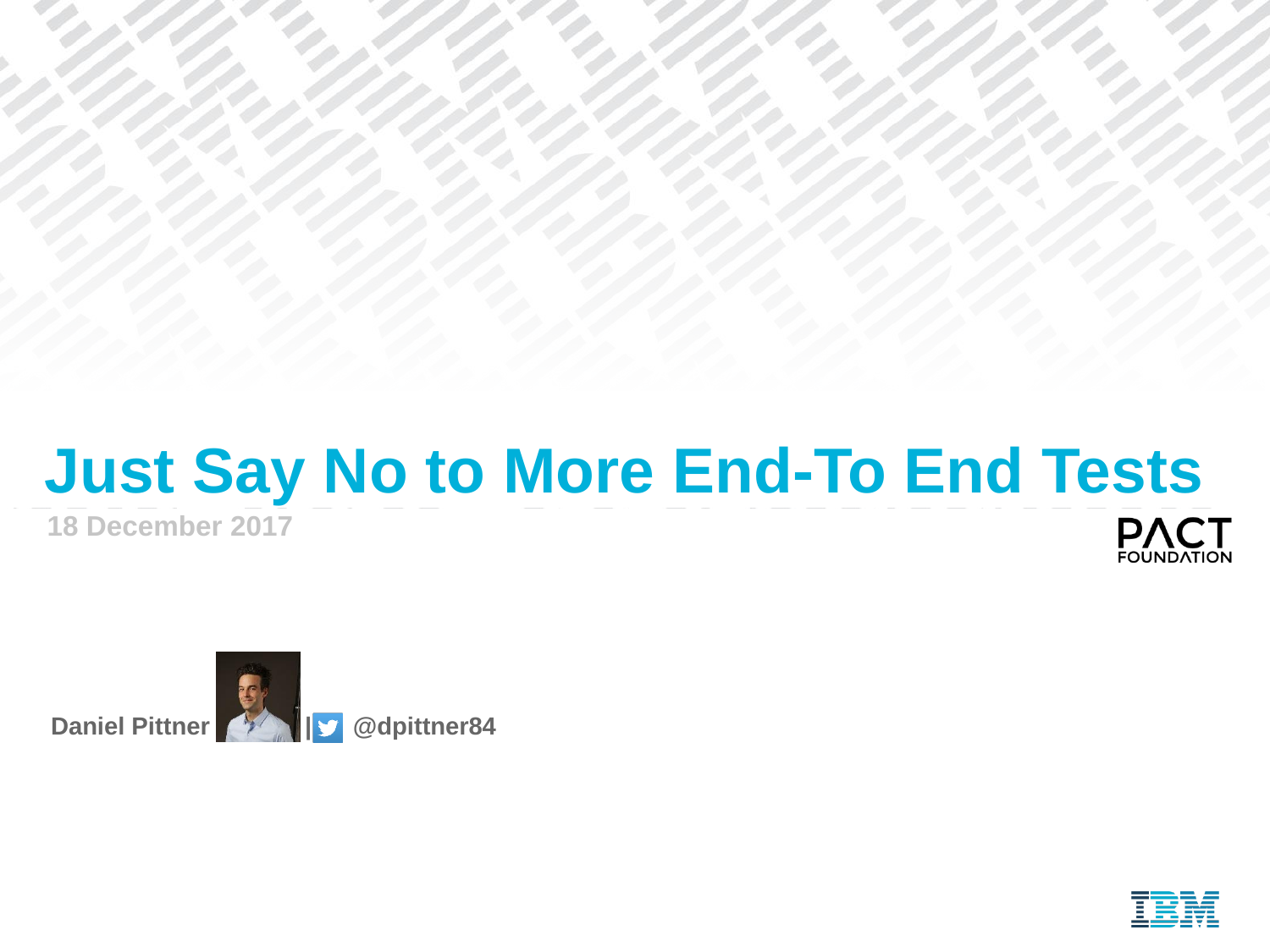# Just Say No to More End-To End Tests

**18 December 2017**

PACT FOUNDATION

**Daniel Pittner** | @dpittner84

IBM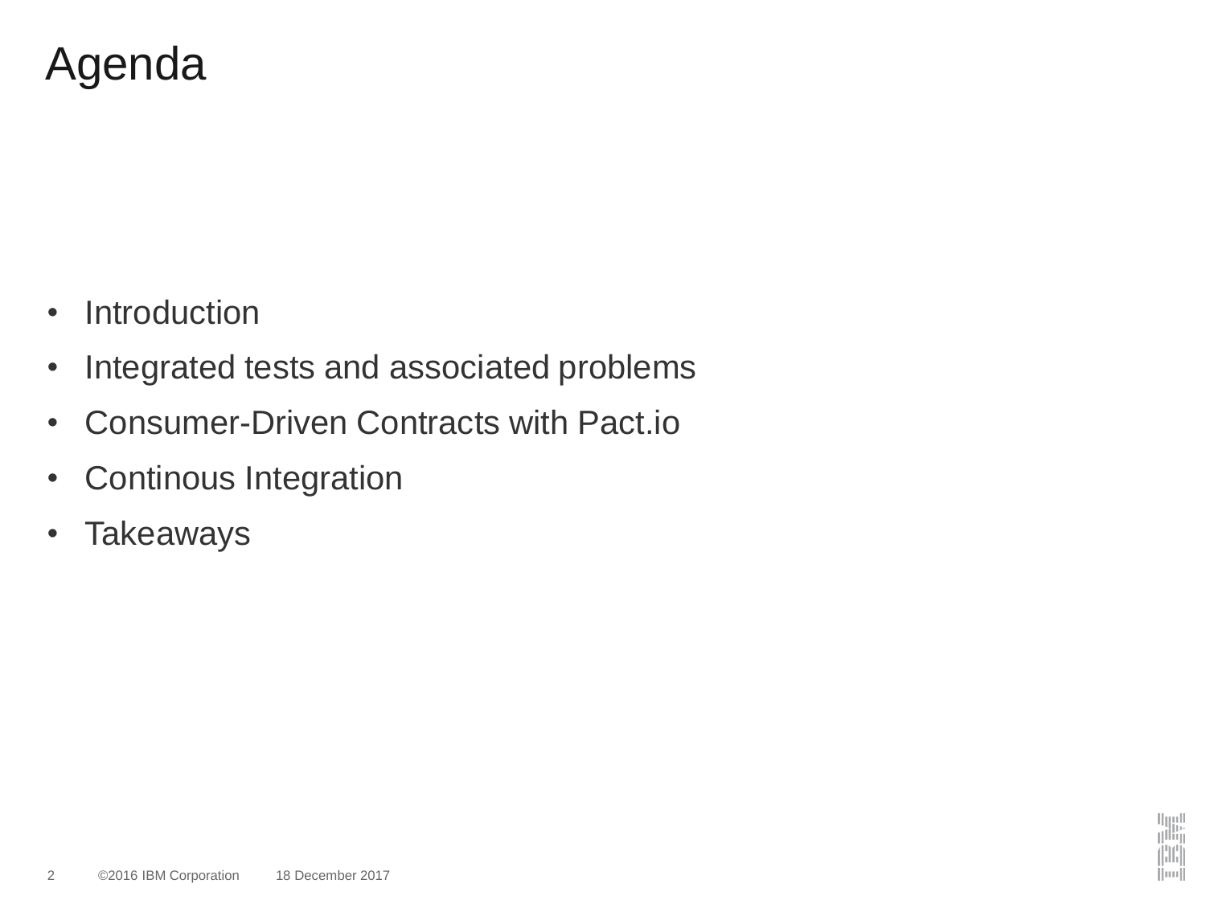# Agenda

- Introduction
- Integrated tests and associated problems
- Consumer-Driven Contracts with Pact.io
- Continous Integration
- Takeaways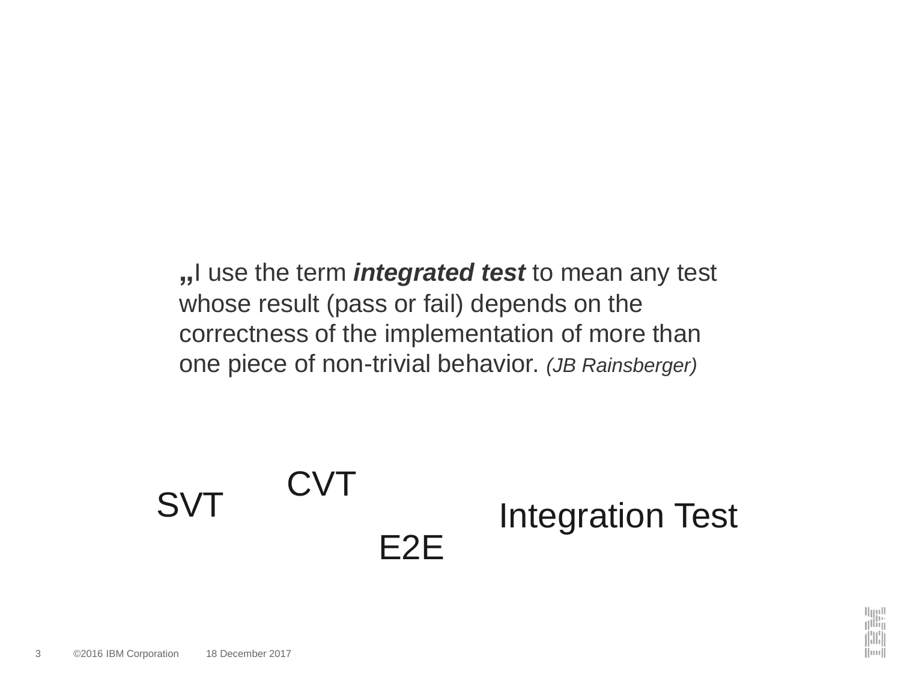„I use the term ***integrated test*** to mean any test whose result (pass or fail) depends on the correctness of the implementation of more than one piece of non-trivial behavior. *(JB Rainsberger)*

CVT

SVT

Integration Test

E2E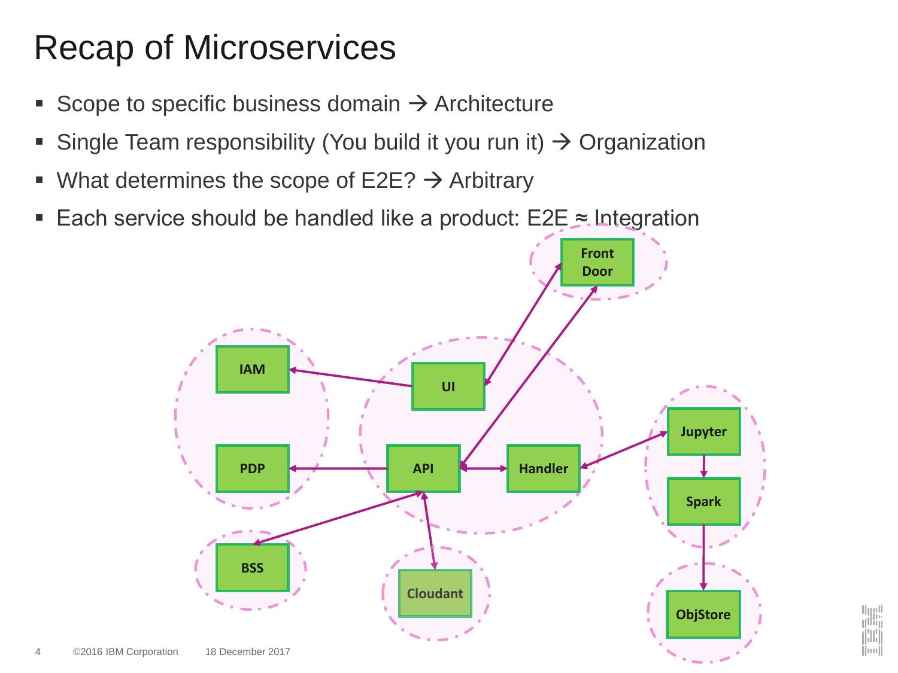# Recap of Microservices

- Scope to specific business domain → Architecture
- Single Team responsibility (You build it you run it) → Organization
- What determines the scope of E2E? → Arbitrary
- Each service should be handled like a product: E2E ≈ Integration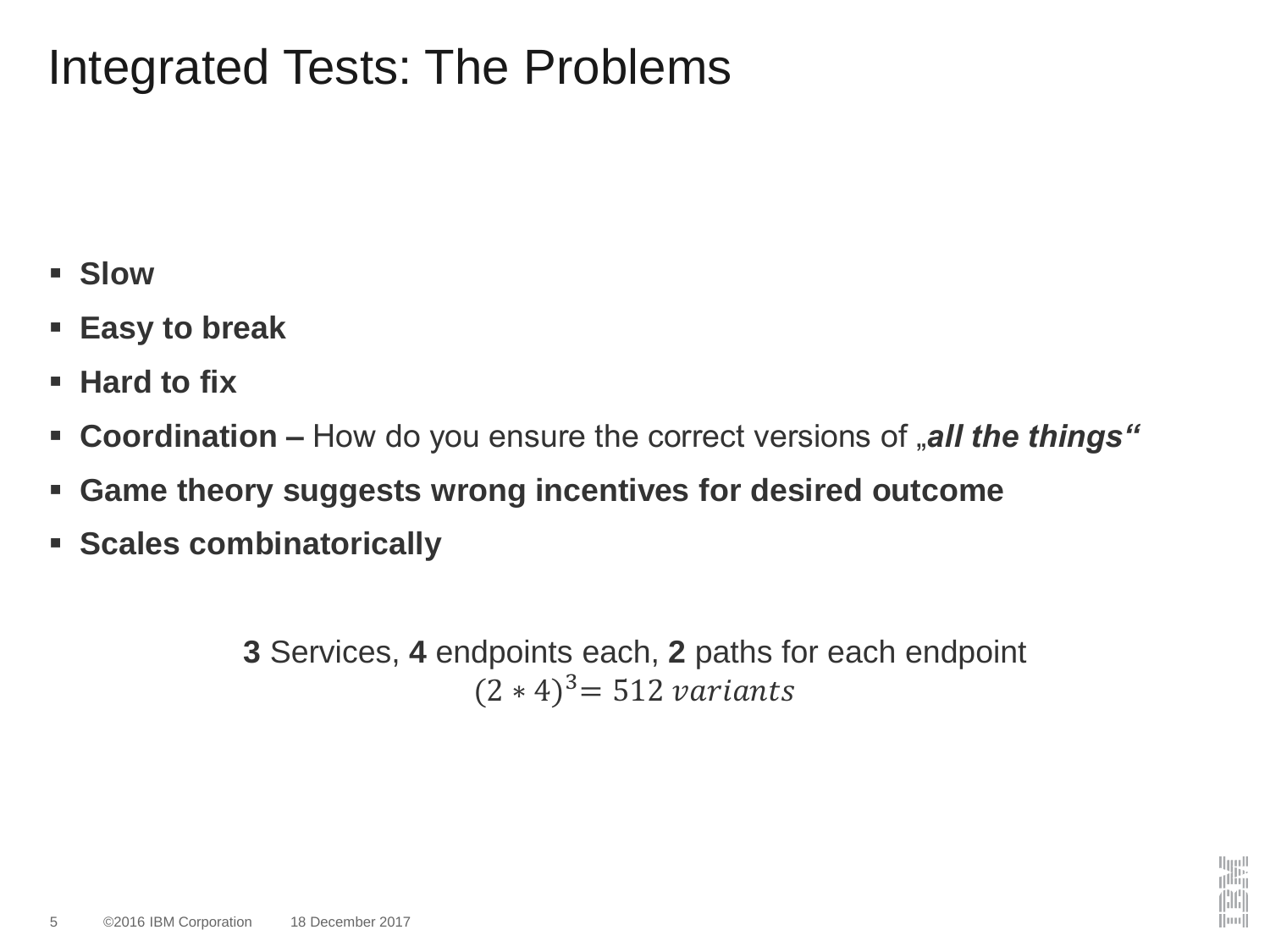# Integrated Tests: The Problems

- **Slow**
- **Easy to break**
- **Hard to fix**
- **Coordination –** How do you ensure the correct versions of „***all the things***"
- **Game theory suggests wrong incentives for desired outcome**
- **Scales combinatorically**

**3** Services, **4** endpoints each, **2** paths for each endpoint

$$(2 * 4)^3 = 512\ variants$$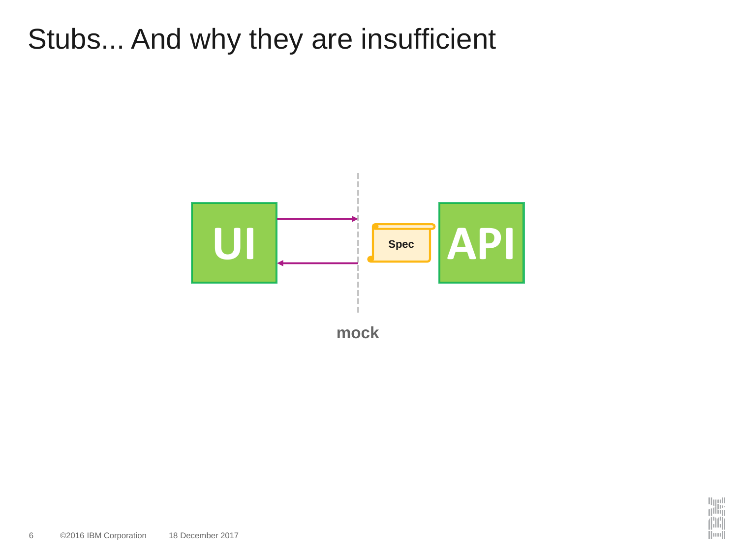# Stubs... And why they are insufficient

UI

Spec

API

mock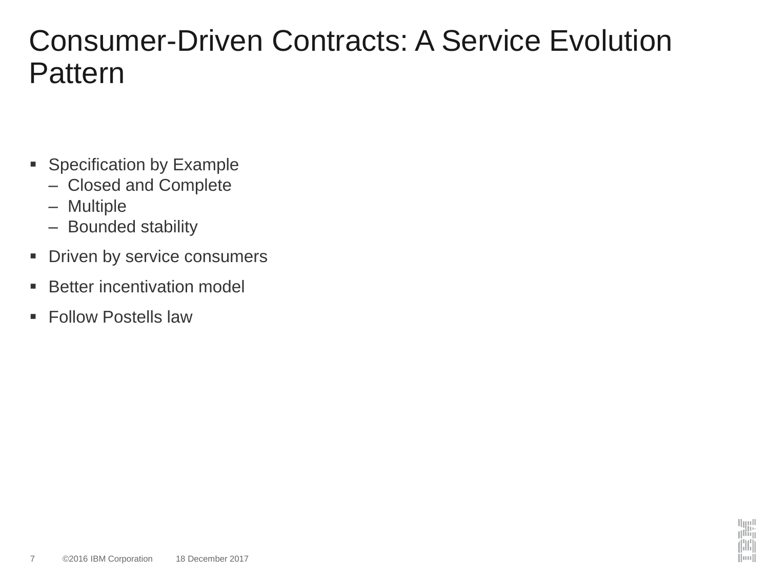# Consumer-Driven Contracts: A Service Evolution Pattern

- Specification by Example
  - Closed and Complete
  - Multiple
  - Bounded stability
- Driven by service consumers
- Better incentivation model
- Follow Postells law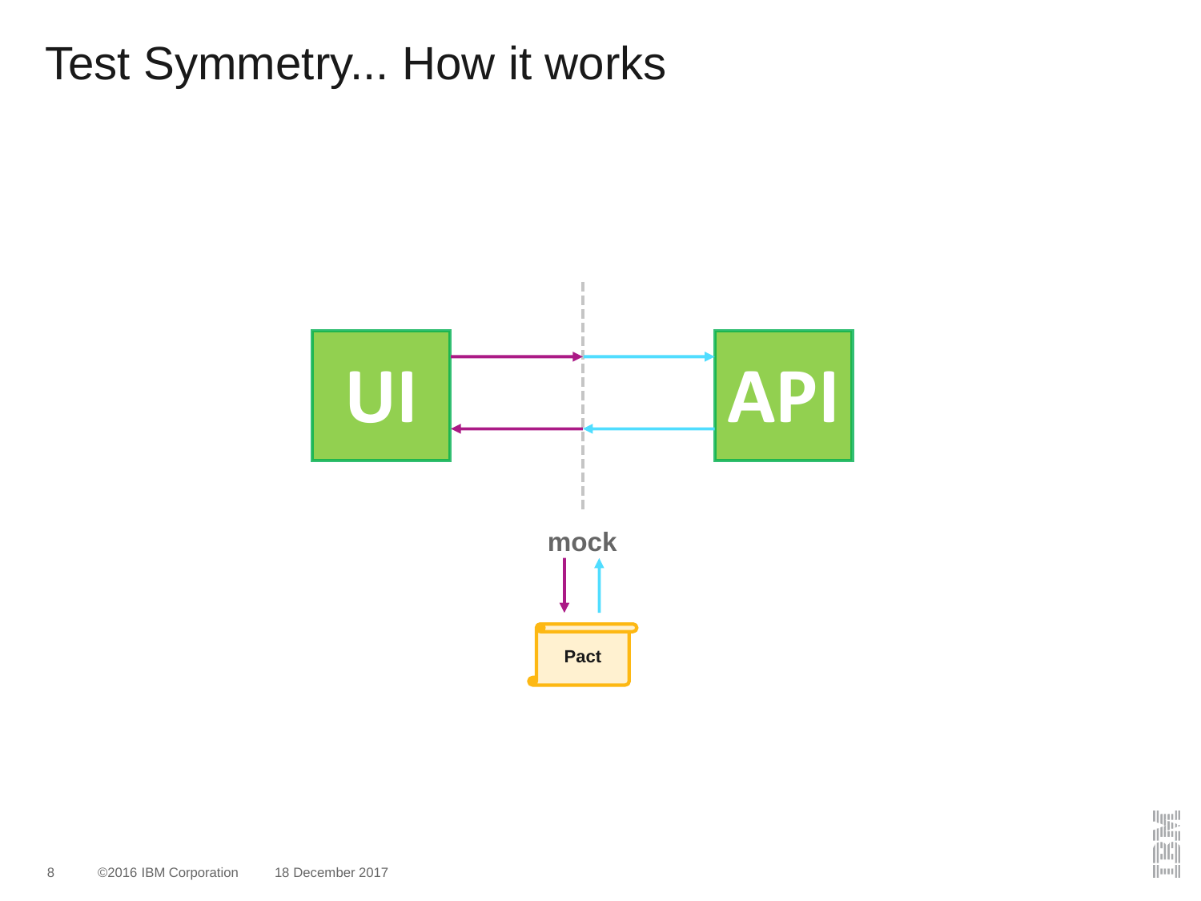# Test Symmetry... How it works

UI

API

mock

Pact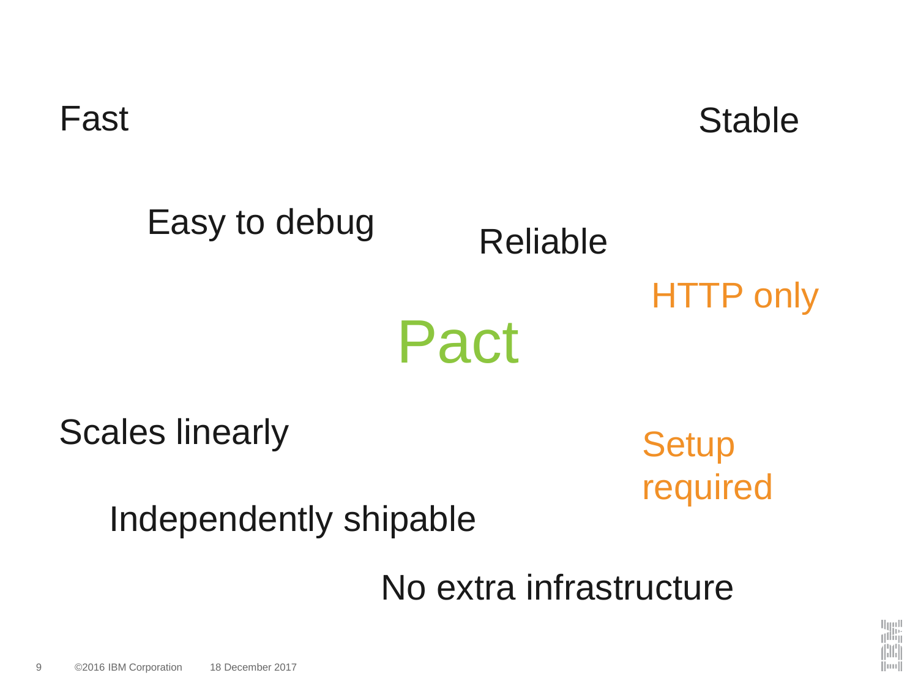Fast

Stable

Easy to debug

Reliable

HTTP only

# Pact

Scales linearly

Setup required

Independently shipable

No extra infrastructure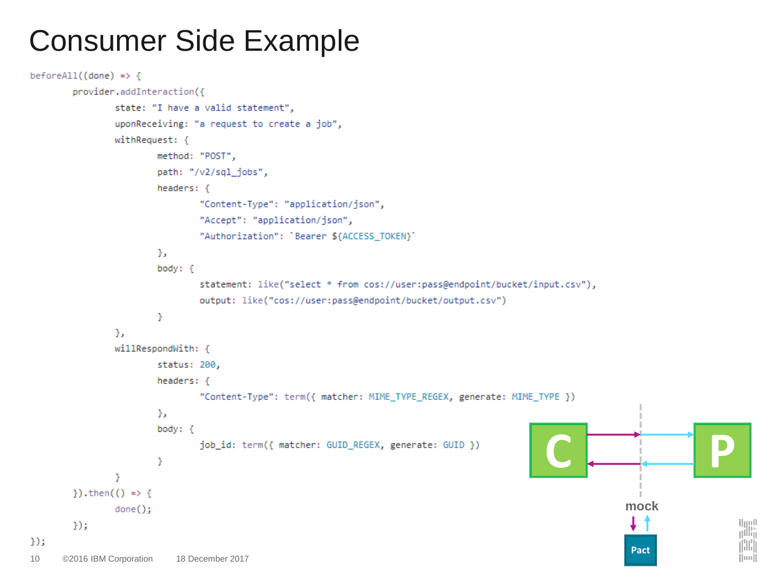# Consumer Side Example

```
beforeAll((done) => {
        provider.addInteraction({
                state: "I have a valid statement",
                uponReceiving: "a request to create a job",
                withRequest: {
                        method: "POST",
                        path: "/v2/sql_jobs",
                        headers: {
                                "Content-Type": "application/json",
                                "Accept": "application/json",
                                "Authorization": `Bearer ${ACCESS_TOKEN}`
                        },
                        body: {
                                statement: like("select * from cos://user:pass@endpoint/bucket/input.csv"),
                                output: like("cos://user:pass@endpoint/bucket/output.csv")
                        }
                },
                willRespondWith: {
                        status: 200,
                        headers: {
                                "Content-Type": term({ matcher: MIME_TYPE_REGEX, generate: MIME_TYPE })
                        },
                        body: {
                                job_id: term({ matcher: GUID_REGEX, generate: GUID })
                        }
                }
        }).then(() => {
                done();
        });
});
```

C → mock → P

mock ↔ Pact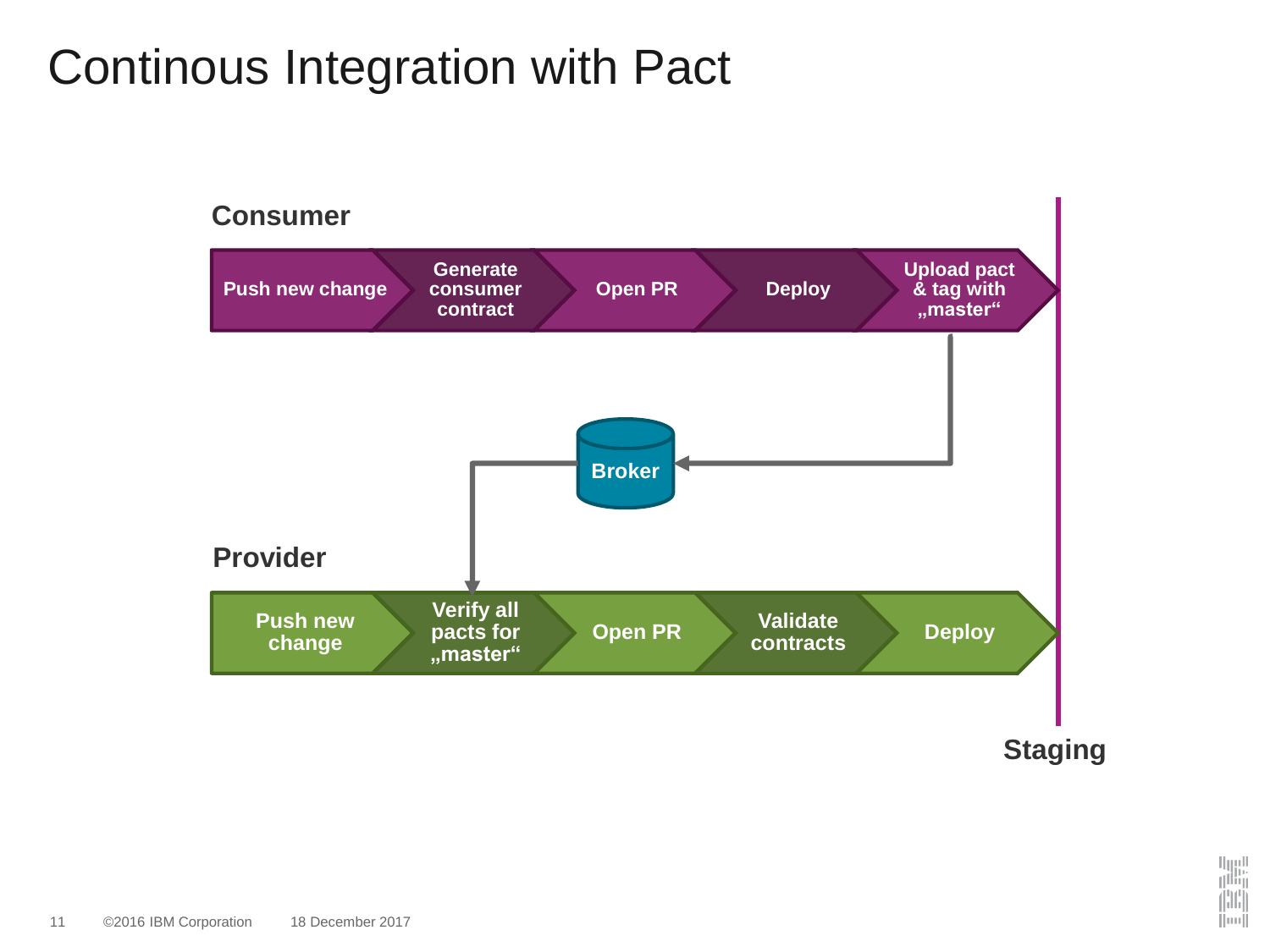# Continous Integration with Pact

**Consumer**

Push new change → Generate consumer contract → Open PR → Deploy → Upload pact & tag with „master“

Broker

**Provider**

Push new change → Verify all pacts for „master“ → Open PR → Validate contracts → Deploy

**Staging**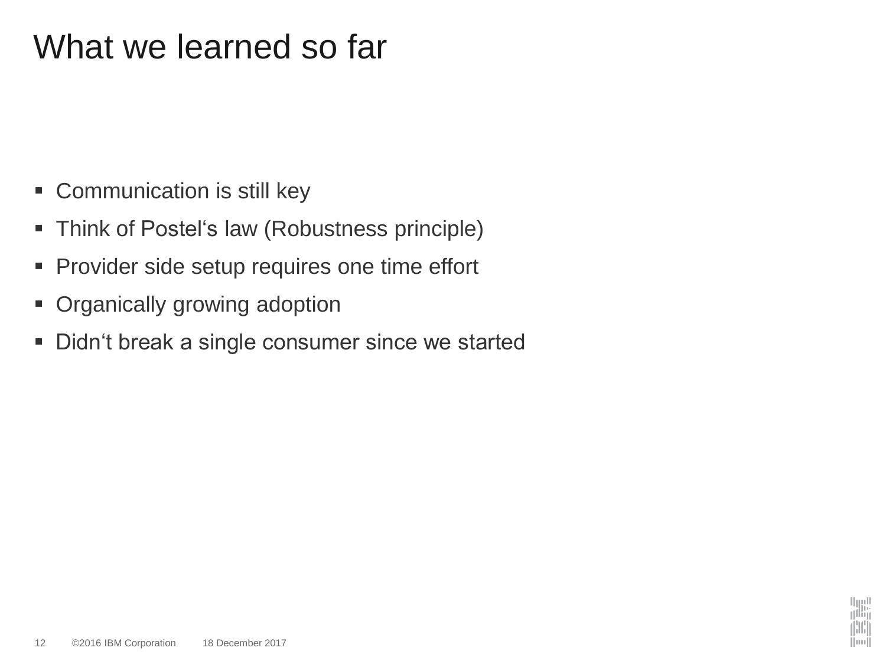# What we learned so far

- Communication is still key
- Think of Postel‘s law (Robustness principle)
- Provider side setup requires one time effort
- Organically growing adoption
- Didn‘t break a single consumer since we started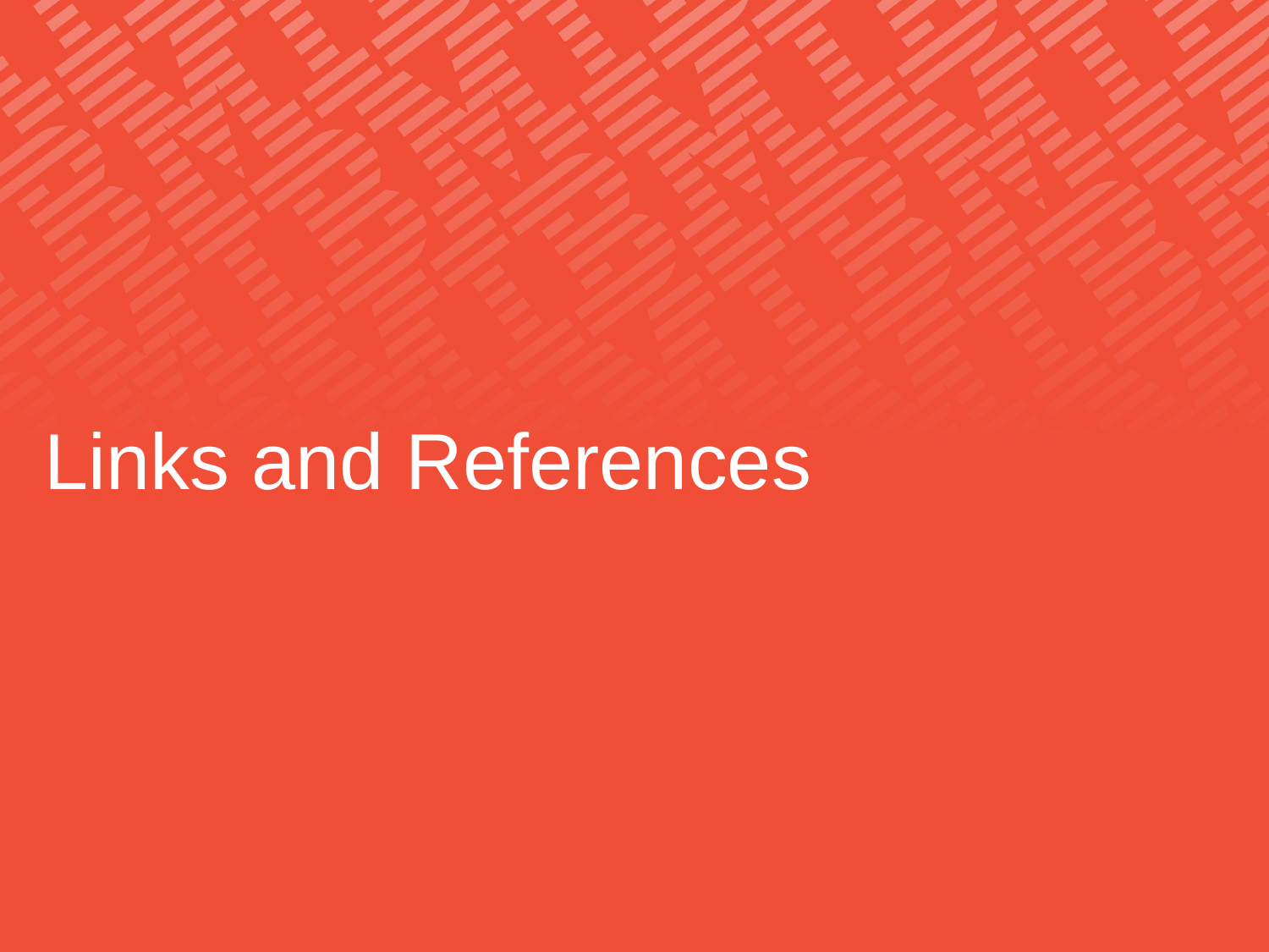# Links and References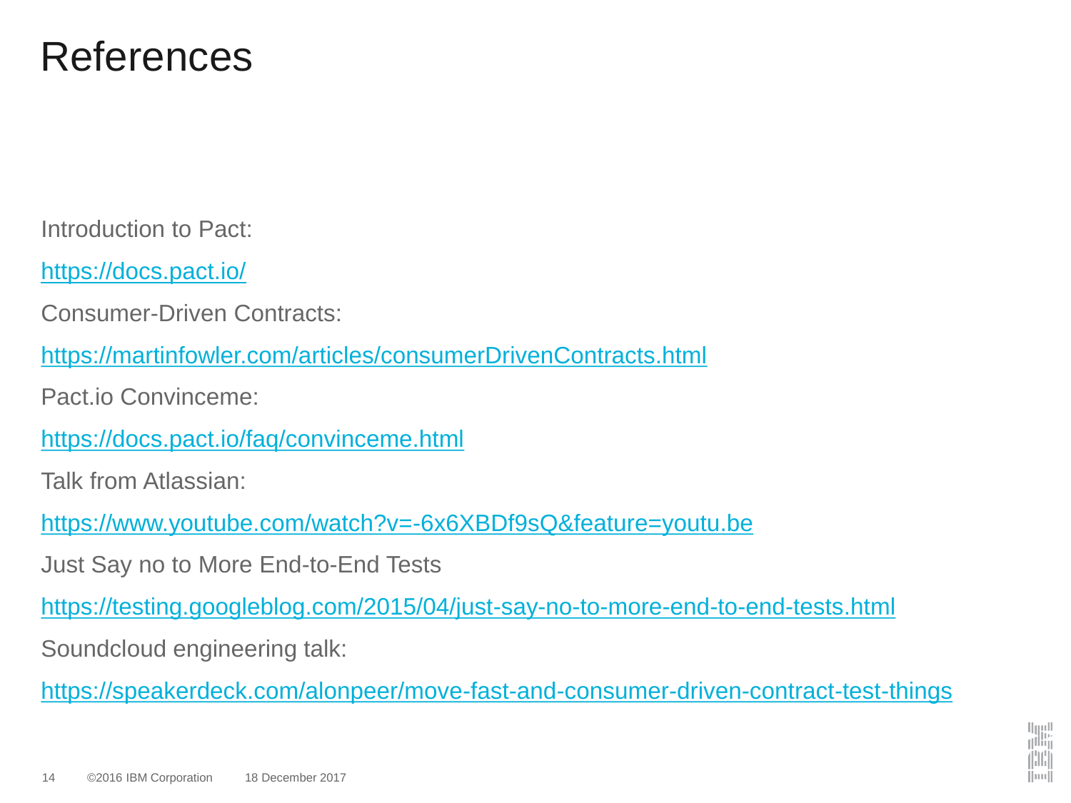# References

Introduction to Pact:

https://docs.pact.io/

Consumer-Driven Contracts:

https://martinfowler.com/articles/consumerDrivenContracts.html

Pact.io Convinceme:

https://docs.pact.io/faq/convinceme.html

Talk from Atlassian:

https://www.youtube.com/watch?v=-6x6XBDf9sQ&feature=youtu.be

Just Say no to More End-to-End Tests

https://testing.googleblog.com/2015/04/just-say-no-to-more-end-to-end-tests.html

Soundcloud engineering talk:

https://speakerdeck.com/alonpeer/move-fast-and-consumer-driven-contract-test-things